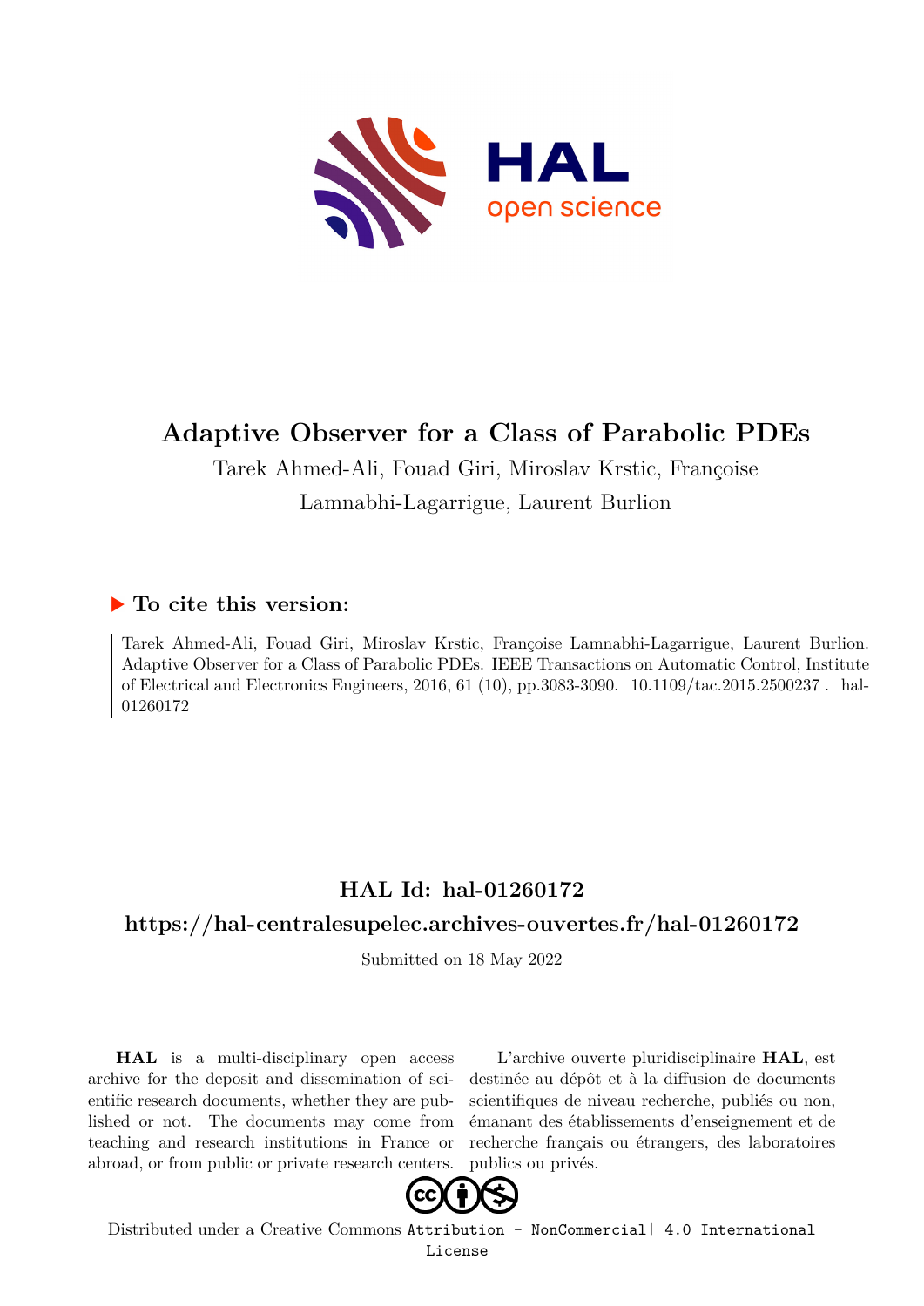# Adaptive Observer for a Class of Parabolic PDEs

Tarek Ahmed-Ali, Fouad Giri, Miroslav Krstic, Françoise Lamnabhi-Lagarrigue, Laurent Burlion

## ▶ To cite this version:

Tarek Ahmed-Ali, Fouad Giri, Miroslav Krstic, Françoise Lamnabhi-Lagarrigue, Laurent Burlion. Adaptive Observer for a Class of Parabolic PDEs. IEEE Transactions on Automatic Control, Institute of Electrical and Electronics Engineers, 2016, 61 (10), pp.3083-3090. 10.1109/tac.2015.2500237 . hal-01260172

## HAL Id: hal-01260172

## https://hal-centralesupelec.archives-ouvertes.fr/hal-01260172

Submitted on 18 May 2022

**HAL** is a multi-disciplinary open access archive for the deposit and dissemination of scientific research documents, whether they are published or not. The documents may come from teaching and research institutions in France or abroad, or from public or private research centers.

L'archive ouverte pluridisciplinaire **HAL**, est destinée au dépôt et à la diffusion de documents scientifiques de niveau recherche, publiés ou non, émanant des établissements d'enseignement et de recherche français ou étrangers, des laboratoires publics ou privés.

Distributed under a Creative Commons Attribution - NonCommercial| 4.0 International License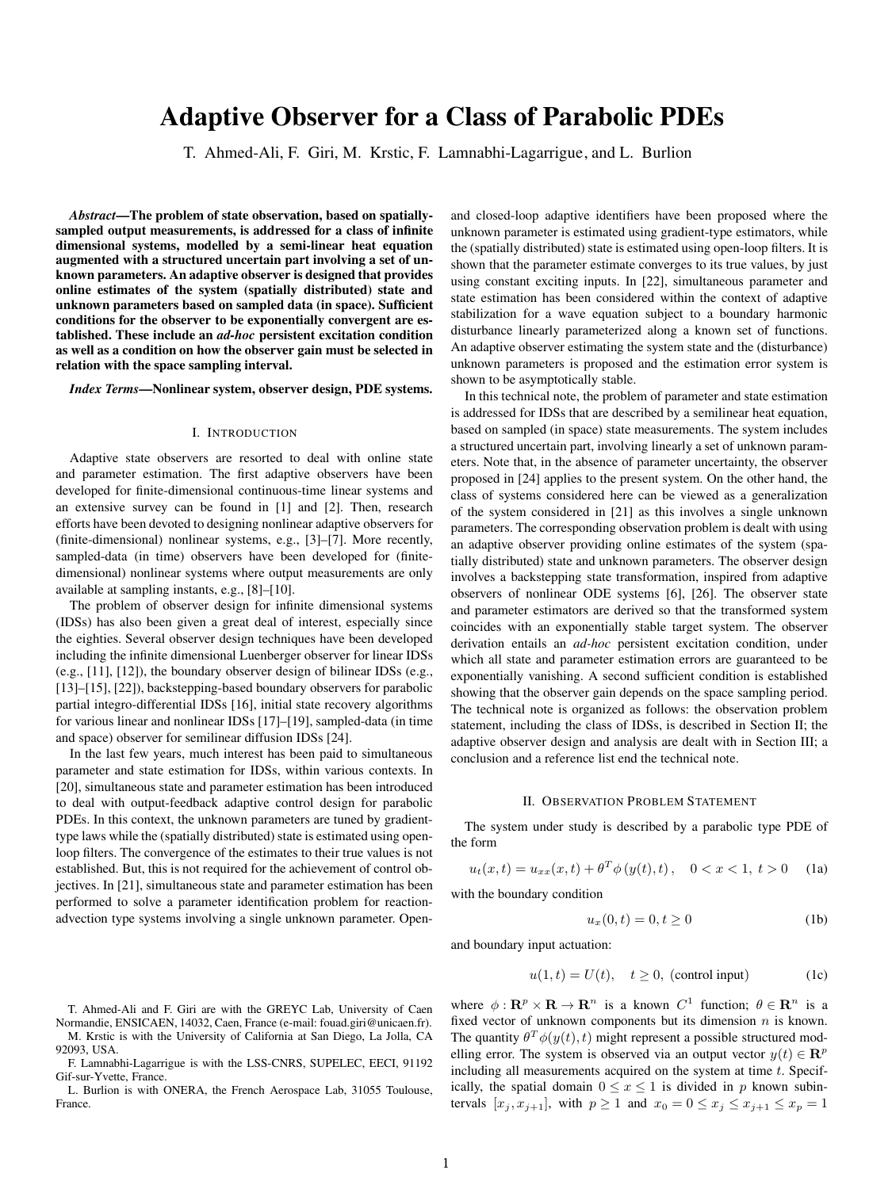# Adaptive Observer for a Class of Parabolic PDEs

T. Ahmed-Ali, F. Giri, M. Krstic, F. Lamnabhi-Lagarrigue, and L. Burlion

***Abstract*—The problem of state observation, based on spatially-sampled output measurements, is addressed for a class of infinite dimensional systems, modelled by a semi-linear heat equation augmented with a structured uncertain part involving a set of unknown parameters. An adaptive observer is designed that provides online estimates of the system (spatially distributed) state and unknown parameters based on sampled data (in space). Sufficient conditions for the observer to be exponentially convergent are established. These include an *ad-hoc* persistent excitation condition as well as a condition on how the observer gain must be selected in relation with the space sampling interval.**

***Index Terms*—Nonlinear system, observer design, PDE systems.**

## I. Introduction

Adaptive state observers are resorted to deal with online state and parameter estimation. The first adaptive observers have been developed for finite-dimensional continuous-time linear systems and an extensive survey can be found in [1] and [2]. Then, research efforts have been devoted to designing nonlinear adaptive observers for (finite-dimensional) nonlinear systems, e.g., [3]–[7]. More recently, sampled-data (in time) observers have been developed for (finite-dimensional) nonlinear systems where output measurements are only available at sampling instants, e.g., [8]–[10].

The problem of observer design for infinite dimensional systems (IDSs) has also been given a great deal of interest, especially since the eighties. Several observer design techniques have been developed including the infinite dimensional Luenberger observer for linear IDSs (e.g., [11], [12]), the boundary observer design of bilinear IDSs (e.g., [13]–[15], [22]), backstepping-based boundary observers for parabolic partial integro-differential IDSs [16], initial state recovery algorithms for various linear and nonlinear IDSs [17]–[19], sampled-data (in time and space) observer for semilinear diffusion IDSs [24].

In the last few years, much interest has been paid to simultaneous parameter and state estimation for IDSs, within various contexts. In [20], simultaneous state and parameter estimation has been introduced to deal with output-feedback adaptive control design for parabolic PDEs. In this context, the unknown parameters are tuned by gradient-type laws while the (spatially distributed) state is estimated using open-loop filters. The convergence of the estimates to their true values is not established. But, this is not required for the achievement of control objectives. In [21], simultaneous state and parameter estimation has been performed to solve a parameter identification problem for reaction-advection type systems involving a single unknown parameter. Open- and closed-loop adaptive identifiers have been proposed where the unknown parameter is estimated using gradient-type estimators, while the (spatially distributed) state is estimated using open-loop filters. It is shown that the parameter estimate converges to its true values, by just using constant exciting inputs. In [22], simultaneous parameter and state estimation has been considered within the context of adaptive stabilization for a wave equation subject to a boundary harmonic disturbance linearly parameterized along a known set of functions. An adaptive observer estimating the system state and the (disturbance) unknown parameters is proposed and the estimation error system is shown to be asymptotically stable.

In this technical note, the problem of parameter and state estimation is addressed for IDSs that are described by a semilinear heat equation, based on sampled (in space) state measurements. The system includes a structured uncertain part, involving linearly a set of unknown parameters. Note that, in the absence of parameter uncertainty, the observer proposed in [24] applies to the present system. On the other hand, the class of systems considered here can be viewed as a generalization of the system considered in [21] as this involves a single unknown parameters. The corresponding observation problem is dealt with using an adaptive observer providing online estimates of the system (spatially distributed) state and unknown parameters. The observer design involves a backstepping state transformation, inspired from adaptive observers of nonlinear ODE systems [6], [26]. The observer state and parameter estimators are derived so that the transformed system coincides with an exponentially stable target system. The observer derivation entails an *ad-hoc* persistent excitation condition, under which all state and parameter estimation errors are guaranteed to be exponentially vanishing. A second sufficient condition is established showing that the observer gain depends on the space sampling period. The technical note is organized as follows: the observation problem statement, including the class of IDSs, is described in Section II; the adaptive observer design and analysis are dealt with in Section III; a conclusion and a reference list end the technical note.

## II. Observation Problem Statement

The system under study is described by a parabolic type PDE of the form

$$u_t(x,t) = u_{xx}(x,t) + \theta^T \phi\left(y(t),t\right), \quad 0 < x < 1,\ t > 0 \quad \text{(1a)}$$

with the boundary condition

$$u_x(0,t) = 0, t \geq 0 \quad \text{(1b)}$$

and boundary input actuation:

$$u(1,t) = U(t), \quad t \geq 0, \text{ (control input)} \quad \text{(1c)}$$

where $\phi : \mathbf{R}^p \times \mathbf{R} \rightarrow \mathbf{R}^n$ is a known $C^1$ function; $\theta \in \mathbf{R}^n$ is a fixed vector of unknown components but its dimension $n$ is known. The quantity $\theta^T \phi(y(t),t)$ might represent a possible structured modelling error. The system is observed via an output vector $y(t) \in \mathbf{R}^p$ including all measurements acquired on the system at time $t$. Specifically, the spatial domain $0 \leq x \leq 1$ is divided in $p$ known subintervals $[x_j, x_{j+1}]$, with $p \geq 1$ and $x_0 = 0 \leq x_j \leq x_{j+1} \leq x_p = 1$

T. Ahmed-Ali and F. Giri are with the GREYC Lab, University of Caen Normandie, ENSICAEN, 14032, Caen, France (e-mail: fouad.giri@unicaen.fr).

M. Krstic is with the University of California at San Diego, La Jolla, CA 92093, USA.

F. Lamnabhi-Lagarrigue is with the LSS-CNRS, SUPELEC, EECI, 91192 Gif-sur-Yvette, France.

L. Burlion is with ONERA, the French Aerospace Lab, 31055 Toulouse, France.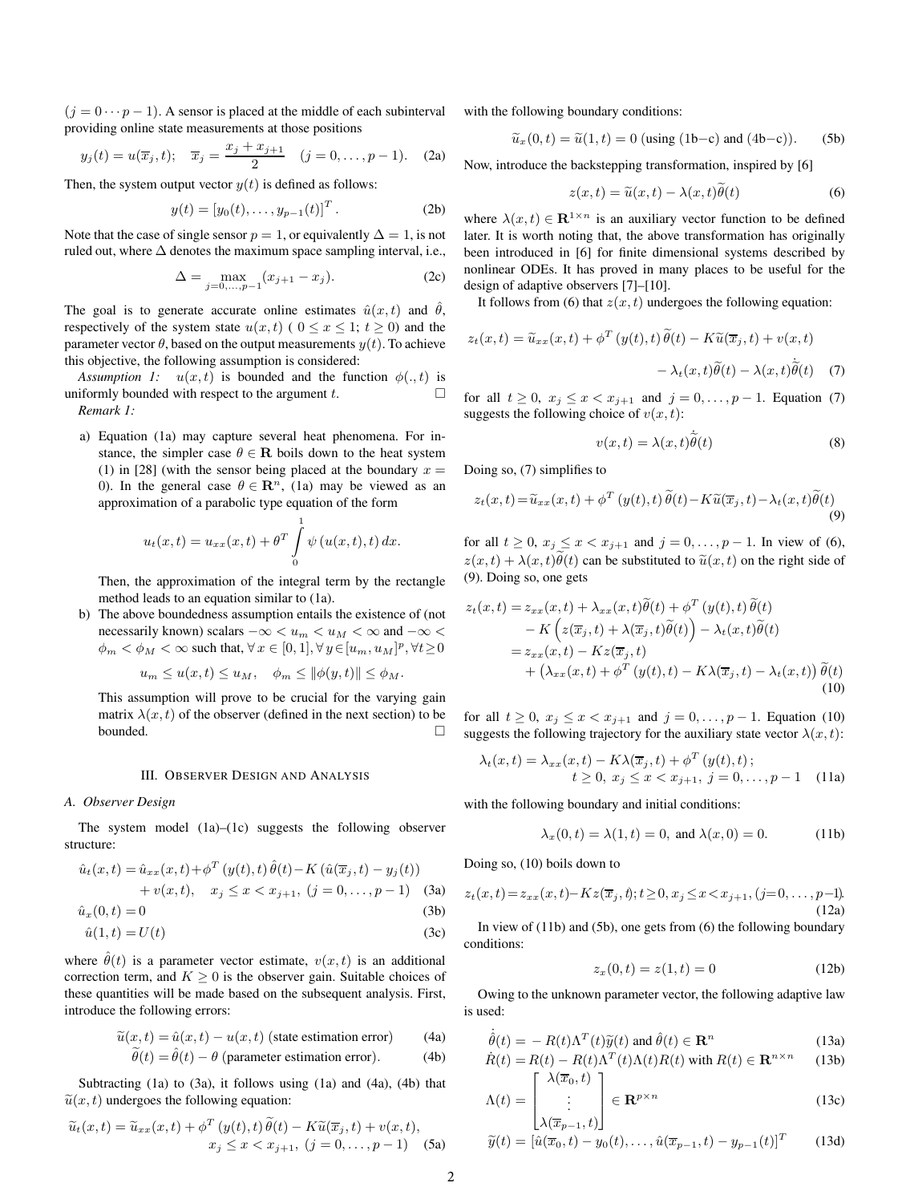$(j = 0 \cdots p-1)$. A sensor is placed at the middle of each subinterval providing online state measurements at those positions

$$y_j(t) = u(\overline{x}_j, t); \quad \overline{x}_j = \frac{x_j + x_{j+1}}{2} \quad (j = 0, \ldots, p-1). \quad \text{(2a)}$$

Then, the system output vector $y(t)$ is defined as follows:

$$y(t) = [y_0(t), \ldots, y_{p-1}(t)]^T. \quad \text{(2b)}$$

Note that the case of single sensor $p = 1$, or equivalently $\Delta = 1$, is not ruled out, where $\Delta$ denotes the maximum space sampling interval, i.e.,

$$\Delta = \max_{j=0,\ldots,p-1}(x_{j+1} - x_j). \quad \text{(2c)}$$

The goal is to generate accurate online estimates $\hat{u}(x,t)$ and $\hat{\theta}$, respectively of the system state $u(x,t)$ ( $0 \leq x \leq 1$; $t \geq 0$) and the parameter vector $\theta$, based on the output measurements $y(t)$. To achieve this objective, the following assumption is considered:

*Assumption 1:* $u(x,t)$ is bounded and the function $\phi(.,t)$ is uniformly bounded with respect to the argument $t$. □

*Remark 1:*

a) Equation (1a) may capture several heat phenomena. For instance, the simpler case $\theta \in \mathbf{R}$ boils down to the heat system (1) in [28] (with the sensor being placed at the boundary $x = 0$). In the general case $\theta \in \mathbf{R}^n$, (1a) may be viewed as an approximation of a parabolic type equation of the form

$$u_t(x,t) = u_{xx}(x,t) + \theta^T \int_0^1 \psi\left(u(x,t), t\right) dx.$$

Then, the approximation of the integral term by the rectangle method leads to an equation similar to (1a).

b) The above boundedness assumption entails the existence of (not necessarily known) scalars $-\infty < u_m < u_M < \infty$ and $-\infty < \phi_m < \phi_M < \infty$ such that, $\forall x \in [0,1], \forall y \in [u_m, u_M]^p, \forall t \geq 0$

$$u_m \leq u(x,t) \leq u_M, \quad \phi_m \leq \|\phi(y,t)\| \leq \phi_M.$$

This assumption will prove to be crucial for the varying gain matrix $\lambda(x,t)$ of the observer (defined in the next section) to be bounded. □

## III. Observer Design and Analysis

### A. Observer Design

The system model (1a)–(1c) suggests the following observer structure:

$$\begin{aligned}
\hat{u}_t(x,t) &= \hat{u}_{xx}(x,t) + \phi^T(y(t),t)\,\hat{\theta}(t) - K\left(\hat{u}(\overline{x}_j,t) - y_j(t)\right) \\
&\quad + v(x,t), \quad x_j \leq x < x_{j+1}, \ (j = 0, \ldots, p-1) \quad \text{(3a)} \\
\hat{u}_x(0,t) &= 0 \quad \text{(3b)} \\
\hat{u}(1,t) &= U(t) \quad \text{(3c)}
\end{aligned}$$

where $\hat{\theta}(t)$ is a parameter vector estimate, $v(x,t)$ is an additional correction term, and $K \geq 0$ is the observer gain. Suitable choices of these quantities will be made based on the subsequent analysis. First, introduce the following errors:

$$\widetilde{u}(x,t) = \hat{u}(x,t) - u(x,t) \text{ (state estimation error)} \quad \text{(4a)}$$

$$\widetilde{\theta}(t) = \hat{\theta}(t) - \theta \text{ (parameter estimation error)}. \quad \text{(4b)}$$

Subtracting (1a) to (3a), it follows using (1a) and (4a), (4b) that $\widetilde{u}(x,t)$ undergoes the following equation:

$$\begin{aligned}
\widetilde{u}_t(x,t) &= \widetilde{u}_{xx}(x,t) + \phi^T(y(t),t)\,\widetilde{\theta}(t) - K\widetilde{u}(\overline{x}_j,t) + v(x,t), \\
&\quad x_j \leq x < x_{j+1}, \ (j = 0, \ldots, p-1) \quad \text{(5a)}
\end{aligned}$$

with the following boundary conditions:

$$\widetilde{u}_x(0,t) = \widetilde{u}(1,t) = 0 \text{ (using (1b–c) and (4b–c))}. \quad \text{(5b)}$$

Now, introduce the backstepping transformation, inspired by [6]

$$z(x,t) = \widetilde{u}(x,t) - \lambda(x,t)\widetilde{\theta}(t) \quad \text{(6)}$$

where $\lambda(x,t) \in \mathbf{R}^{1\times n}$ is an auxiliary vector function to be defined later. It is worth noting that, the above transformation has originally been introduced in [6] for finite dimensional systems described by nonlinear ODEs. It has proved in many places to be useful for the design of adaptive observers [7]–[10].

It follows from (6) that $z(x,t)$ undergoes the following equation:

$$\begin{aligned}
z_t(x,t) &= \widetilde{u}_{xx}(x,t) + \phi^T(y(t),t)\,\widetilde{\theta}(t) - K\widetilde{u}(\overline{x}_j,t) + v(x,t) \\
&\quad - \lambda_t(x,t)\widetilde{\theta}(t) - \lambda(x,t)\dot{\widetilde{\theta}}(t) \quad \text{(7)}
\end{aligned}$$

for all $t \geq 0$, $x_j \leq x < x_{j+1}$ and $j = 0, \ldots, p-1$. Equation (7) suggests the following choice of $v(x,t)$:

$$v(x,t) = \lambda(x,t)\dot{\widetilde{\theta}}(t) \quad \text{(8)}$$

Doing so, (7) simplifies to

$$z_t(x,t) = \widetilde{u}_{xx}(x,t) + \phi^T(y(t),t)\,\widetilde{\theta}(t) - K\widetilde{u}(\overline{x}_j,t) - \lambda_t(x,t)\widetilde{\theta}(t) \quad \text{(9)}$$

for all $t \geq 0$, $x_j \leq x < x_{j+1}$ and $j = 0, \ldots, p-1$. In view of (6), $z(x,t) + \lambda(x,t)\widetilde{\theta}(t)$ can be substituted to $\widetilde{u}(x,t)$ on the right side of (9). Doing so, one gets

$$\begin{aligned}
z_t(x,t) &= z_{xx}(x,t) + \lambda_{xx}(x,t)\widetilde{\theta}(t) + \phi^T(y(t),t)\,\widetilde{\theta}(t) \\
&\quad - K\left(z(\overline{x}_j,t) + \lambda(\overline{x}_j,t)\widetilde{\theta}(t)\right) - \lambda_t(x,t)\widetilde{\theta}(t) \\
&= z_{xx}(x,t) - Kz(\overline{x}_j,t) \\
&\quad + \left(\lambda_{xx}(x,t) + \phi^T(y(t),t) - K\lambda(\overline{x}_j,t) - \lambda_t(x,t)\right)\widetilde{\theta}(t) \quad \text{(10)}
\end{aligned}$$

for all $t \geq 0$, $x_j \leq x < x_{j+1}$ and $j = 0, \ldots, p-1$. Equation (10) suggests the following trajectory for the auxiliary state vector $\lambda(x,t)$:

$$\begin{aligned}
\lambda_t(x,t) &= \lambda_{xx}(x,t) - K\lambda(\overline{x}_j,t) + \phi^T(y(t),t); \\
&\quad t \geq 0, \ x_j \leq x < x_{j+1}, \ j = 0, \ldots, p-1 \quad \text{(11a)}
\end{aligned}$$

with the following boundary and initial conditions:

$$\lambda_x(0,t) = \lambda(1,t) = 0, \text{ and } \lambda(x,0) = 0. \quad \text{(11b)}$$

Doing so, (10) boils down to

$$z_t(x,t) = z_{xx}(x,t) - Kz(\overline{x}_j,t); t \geq 0, x_j \leq x < x_{j+1}, (j = 0, \ldots, p-1). \quad \text{(12a)}$$

In view of (11b) and (5b), one gets from (6) the following boundary conditions:

$$z_x(0,t) = z(1,t) = 0 \quad \text{(12b)}$$

Owing to the unknown parameter vector, the following adaptive law is used:

$$\dot{\hat{\theta}}(t) = -R(t)\Lambda^T(t)\widetilde{y}(t) \text{ and } \hat{\theta}(t) \in \mathbf{R}^n \quad \text{(13a)}$$

$$\dot{R}(t) = R(t) - R(t)\Lambda^T(t)\Lambda(t)R(t) \text{ with } R(t) \in \mathbf{R}^{n\times n} \quad \text{(13b)}$$

$$\Lambda(t) = \begin{bmatrix} \lambda(\overline{x}_0,t) \\ \vdots \\ \lambda(\overline{x}_{p-1},t) \end{bmatrix} \in \mathbf{R}^{p\times n} \quad \text{(13c)}$$

$$\widetilde{y}(t) = [\hat{u}(\overline{x}_0,t) - y_0(t), \ldots, \hat{u}(\overline{x}_{p-1},t) - y_{p-1}(t)]^T \quad \text{(13d)}$$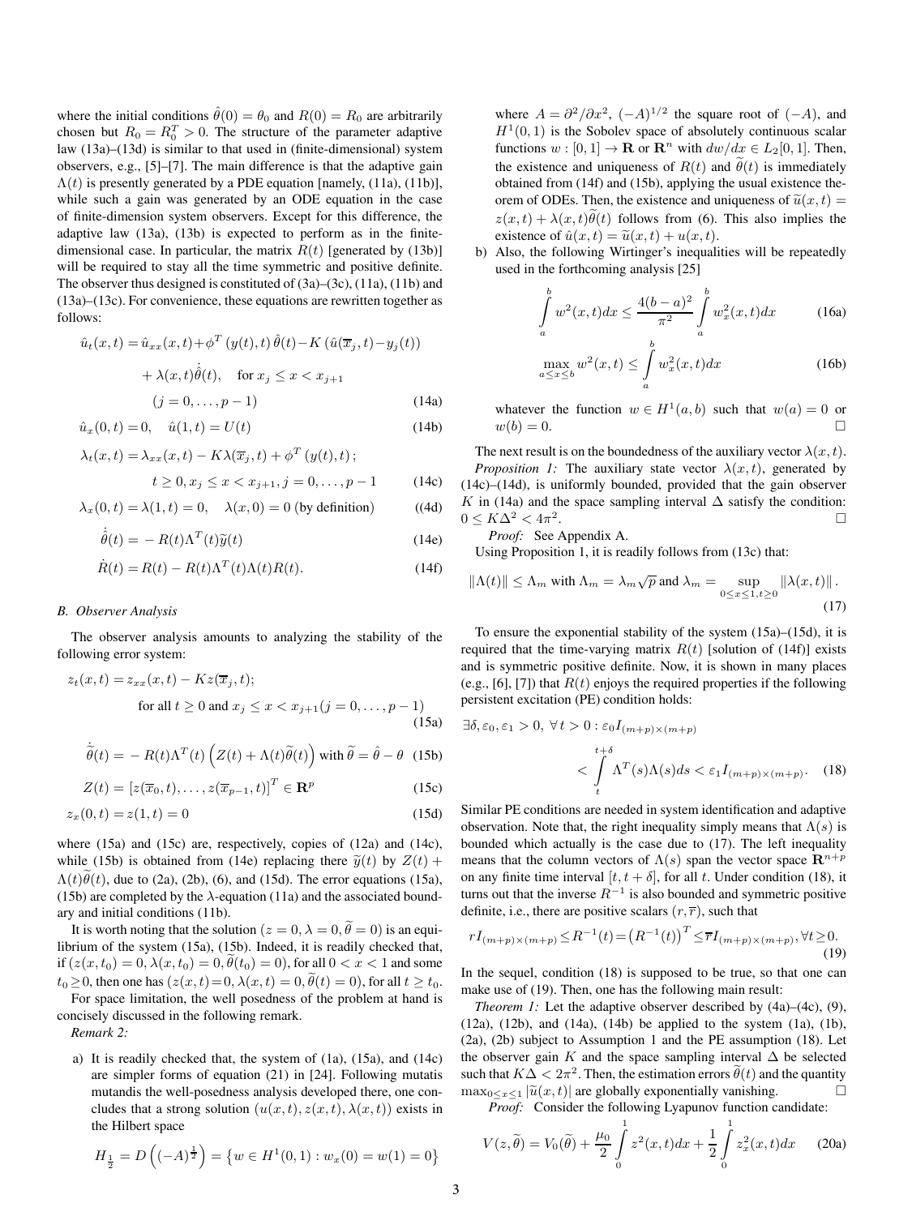where the initial conditions $\hat{\theta}(0) = \theta_0$ and $R(0) = R_0$ are arbitrarily chosen but $R_0 = R_0^T > 0$. The structure of the parameter adaptive law (13a)–(13d) is similar to that used in (finite-dimensional) system observers, e.g., [5]–[7]. The main difference is that the adaptive gain $\Lambda(t)$ is presently generated by a PDE equation [namely, (11a), (11b)], while such a gain was generated by an ODE equation in the case of finite-dimension system observers. Except for this difference, the adaptive law (13a), (13b) is expected to perform as in the finite-dimensional case. In particular, the matrix $R(t)$ [generated by (13b)] will be required to stay all the time symmetric and positive definite. The observer thus designed is constituted of (3a)–(3c), (11a), (11b) and (13a)–(13c). For convenience, these equations are rewritten together as follows:

$$\hat{u}_t(x,t) = \hat{u}_{xx}(x,t) + \phi^T(y(t),t)\,\hat{\theta}(t) - K\left(\hat{u}(\overline{x}_j,t) - y_j(t)\right) + \lambda(x,t)\dot{\hat{\theta}}(t), \quad \text{for } x_j \le x < x_{j+1} \quad (j = 0,\ldots,p-1) \tag{14a}$$

$$\hat{u}_x(0,t) = 0, \quad \hat{u}(1,t) = U(t) \tag{14b}$$

$$\lambda_t(x,t) = \lambda_{xx}(x,t) - K\lambda(\overline{x}_j,t) + \phi^T(y(t),t)\,; \quad t \ge 0, x_j \le x < x_{j+1}, j = 0,\ldots,p-1 \tag{14c}$$

$$\lambda_x(0,t) = \lambda(1,t) = 0, \quad \lambda(x,0) = 0 \text{ (by definition)} \tag{(4d)}$$

$$\dot{\hat{\theta}}(t) = -R(t)\Lambda^T(t)\tilde{y}(t) \tag{14e}$$

$$\dot{R}(t) = R(t) - R(t)\Lambda^T(t)\Lambda(t)R(t). \tag{14f}$$

### B. Observer Analysis

The observer analysis amounts to analyzing the stability of the following error system:

$$z_t(x,t) = z_{xx}(x,t) - Kz(\overline{x}_j,t); \quad \text{for all } t \ge 0 \text{ and } x_j \le x < x_{j+1} (j = 0,\ldots,p-1) \tag{15a}$$

$$\dot{\tilde{\theta}}(t) = -R(t)\Lambda^T(t)\left(Z(t) + \Lambda(t)\tilde{\theta}(t)\right) \text{ with } \tilde{\theta} = \hat{\theta} - \theta \tag{15b}$$

$$Z(t) = \left[z(\overline{x}_0,t),\ldots,z(\overline{x}_{p-1},t)\right]^T \in \mathbf{R}^p \tag{15c}$$

$$z_x(0,t) = z(1,t) = 0 \tag{15d}$$

where (15a) and (15c) are, respectively, copies of (12a) and (14c), while (15b) is obtained from (14e) replacing there $\tilde{y}(t)$ by $Z(t) + \Lambda(t)\tilde{\theta}(t)$, due to (2a), (2b), (6), and (15d). The error equations (15a), (15b) are completed by the $\lambda$-equation (11a) and the associated boundary and initial conditions (11b).

It is worth noting that the solution $(z = 0, \lambda = 0, \tilde{\theta} = 0)$ is an equilibrium of the system (15a), (15b). Indeed, it is readily checked that, if $(z(x,t_0) = 0, \lambda(x,t_0) = 0, \tilde{\theta}(t_0) = 0)$, for all $0 < x < 1$ and some $t_0 \ge 0$, then one has $(z(x,t) = 0, \lambda(x,t) = 0, \tilde{\theta}(t) = 0)$, for all $t \ge t_0$.

For space limitation, the well posedness of the problem at hand is concisely discussed in the following remark.

*Remark 2:*

a) It is readily checked that, the system of (1a), (15a), and (14c) are simpler forms of equation (21) in [24]. Following mutatis mutandis the well-posedness analysis developed there, one concludes that a strong solution $(u(x,t), z(x,t), \lambda(x,t))$ exists in the Hilbert space

$$H_{\frac{1}{2}} = D\left((-A)^{\frac{1}{2}}\right) = \left\{w \in H^1(0,1) : w_x(0) = w(1) = 0\right\}$$

where $A = \partial^2/\partial x^2$, $(-A)^{1/2}$ the square root of $(-A)$, and $H^1(0,1)$ is the Sobolev space of absolutely continuous scalar functions $w : [0,1] \to \mathbf{R}$ or $\mathbf{R}^n$ with $dw/dx \in L_2[0,1]$. Then, the existence and uniqueness of $R(t)$ and $\tilde{\theta}(t)$ is immediately obtained from (14f) and (15b), applying the usual existence theorem of ODEs. Then, the existence and uniqueness of $\tilde{u}(x,t) = z(x,t) + \lambda(x,t)\tilde{\theta}(t)$ follows from (6). This also implies the existence of $\hat{u}(x,t) = \tilde{u}(x,t) + u(x,t)$.

b) Also, the following Wirtinger's inequalities will be repeatedly used in the forthcoming analysis [25]

$$\int_a^b w^2(x,t)dx \le \frac{4(b-a)^2}{\pi^2}\int_a^b w_x^2(x,t)dx \tag{16a}$$

$$\max_{a \le x \le b} w^2(x,t) \le \int_a^b w_x^2(x,t)dx \tag{16b}$$

whatever the function $w \in H^1(a,b)$ such that $w(a) = 0$ or $w(b) = 0$. □

The next result is on the boundedness of the auxiliary vector $\lambda(x,t)$.

*Proposition 1:* The auxiliary state vector $\lambda(x,t)$, generated by (14c)–(14d), is uniformly bounded, provided that the gain observer $K$ in (14a) and the space sampling interval $\Delta$ satisfy the condition: $0 \le K\Delta^2 < 4\pi^2$. □

*Proof:* See Appendix A.

Using Proposition 1, it is readily follows from (13c) that:

$$\|\Lambda(t)\| \le \Lambda_m \text{ with } \Lambda_m = \lambda_m\sqrt{p} \text{ and } \lambda_m = \sup_{0 \le x \le 1, t \ge 0}\|\lambda(x,t)\|. \tag{17}$$

To ensure the exponential stability of the system (15a)–(15d), it is required that the time-varying matrix $R(t)$ [solution of (14f)] exists and is symmetric positive definite. Now, it is shown in many places (e.g., [6], [7]) that $R(t)$ enjoys the required properties if the following persistent excitation (PE) condition holds:

$$\exists \delta, \varepsilon_0, \varepsilon_1 > 0, \ \forall t > 0 : \varepsilon_0 I_{(m+p)\times(m+p)} < \int_t^{t+\delta}\Lambda^T(s)\Lambda(s)ds < \varepsilon_1 I_{(m+p)\times(m+p)}. \tag{18}$$

Similar PE conditions are needed in system identification and adaptive observation. Note that, the right inequality simply means that $\Lambda(s)$ is bounded which actually is the case due to (17). The left inequality means that the column vectors of $\Lambda(s)$ span the vector space $\mathbf{R}^{n+p}$ on any finite time interval $[t, t+\delta]$, for all $t$. Under condition (18), it turns out that the inverse $R^{-1}$ is also bounded and symmetric positive definite, i.e., there are positive scalars $(r, \overline{r})$, such that

$$rI_{(m+p)\times(m+p)} \le R^{-1}(t) = \left(R^{-1}(t)\right)^T \le \overline{r}I_{(m+p)\times(m+p)}, \forall t \ge 0. \tag{19}$$

In the sequel, condition (18) is supposed to be true, so that one can make use of (19). Then, one has the following main result:

*Theorem 1:* Let the adaptive observer described by (4a)–(4c), (9), (12a), (12b), and (14a), (14b) be applied to the system (1a), (1b), (2a), (2b) subject to Assumption 1 and the PE assumption (18). Let the observer gain $K$ and the space sampling interval $\Delta$ be selected such that $K\Delta < 2\pi^2$. Then, the estimation errors $\tilde{\theta}(t)$ and the quantity $\max_{0 \le x \le 1}|\tilde{u}(x,t)|$ are globally exponentially vanishing. □

*Proof:* Consider the following Lyapunov function candidate:

$$V(z,\tilde{\theta}) = V_0(\tilde{\theta}) + \frac{\mu_0}{2}\int_0^1 z^2(x,t)dx + \frac{1}{2}\int_0^1 z_x^2(x,t)dx \tag{20a}$$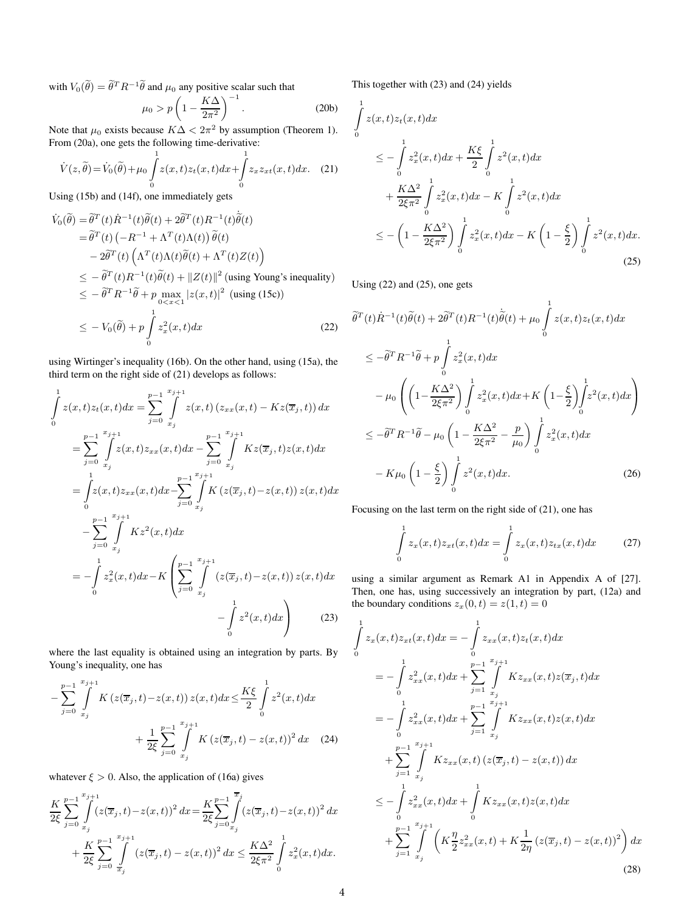with $V_0(\widetilde{\theta}) = \widetilde{\theta}^T R^{-1}\widetilde{\theta}$ and $\mu_0$ any positive scalar such that

$$\mu_0 > p\left(1 - \frac{K\Delta}{2\pi^2}\right)^{-1}. \tag{20b}$$

Note that $\mu_0$ exists because $K\Delta < 2\pi^2$ by assumption (Theorem 1). From (20a), one gets the following time-derivative:

$$\dot{V}(z,\widetilde{\theta}) = \dot{V}_0(\widetilde{\theta}) + \mu_0 \int_0^1 z(x,t)z_t(x,t)dx + \int_0^1 z_x z_{xt}(x,t)dx. \tag{21}$$

Using (15b) and (14f), one immediately gets

$$\begin{aligned}
\dot{V}_0(\widetilde{\theta}) &= \widetilde{\theta}^T(t)\dot{R}^{-1}(t)\widetilde{\theta}(t) + 2\widetilde{\theta}^T(t)R^{-1}(t)\dot{\widetilde{\theta}}(t) \\
&= \widetilde{\theta}^T(t)\left(-R^{-1} + \Lambda^T(t)\Lambda(t)\right)\widetilde{\theta}(t) \\
&\quad - 2\widetilde{\theta}^T(t)\left(\Lambda^T(t)\Lambda(t)\widetilde{\theta}(t) + \Lambda^T(t)Z(t)\right) \\
&\leq -\widetilde{\theta}^T(t)R^{-1}(t)\widetilde{\theta}(t) + \|Z(t)\|^2 \text{ (using Young's inequality)} \\
&\leq -\widetilde{\theta}^T R^{-1}\widetilde{\theta} + p\max_{0<x<1}|z(x,t)|^2 \text{ (using (15c))} \\
&\leq -V_0(\widetilde{\theta}) + p\int_0^1 z_x^2(x,t)dx
\end{aligned} \tag{22}$$

using Wirtinger's inequality (16b). On the other hand, using (15a), the third term on the right side of (21) develops as follows:

$$\begin{aligned}
\int_0^1 z(x,t)z_t(x,t)dx &= \sum_{j=0}^{p-1}\int_{x_j}^{x_{j+1}} z(x,t)\left(z_{xx}(x,t) - Kz(\overline{x}_j,t)\right)dx \\
&= \sum_{j=0}^{p-1}\int_{x_j}^{x_{j+1}} z(x,t)z_{xx}(x,t)dx - \sum_{j=0}^{p-1}\int_{x_j}^{x_{j+1}} Kz(\overline{x}_j,t)z(x,t)dx \\
&= \int_0^1 z(x,t)z_{xx}(x,t)dx - \sum_{j=0}^{p-1}\int_{x_j}^{x_{j+1}} K\left(z(\overline{x}_j,t) - z(x,t)\right)z(x,t)dx \\
&\quad - \sum_{j=0}^{p-1}\int_{x_j}^{x_{j+1}} Kz^2(x,t)dx \\
&= -\int_0^1 z_x^2(x,t)dx - K\left(\sum_{j=0}^{p-1}\int_{x_j}^{x_{j+1}}\left(z(\overline{x}_j,t) - z(x,t)\right)z(x,t)dx - \int_0^1 z^2(x,t)dx\right)
\end{aligned} \tag{23}$$

where the last equality is obtained using an integration by parts. By Young's inequality, one has

$$-\sum_{j=0}^{p-1}\int_{x_j}^{x_{j+1}} K\left(z(\overline{x}_j,t) - z(x,t)\right)z(x,t)dx \leq \frac{K\xi}{2}\int_0^1 z^2(x,t)dx + \frac{1}{2\xi}\sum_{j=0}^{p-1}\int_{x_j}^{x_{j+1}} K\left(z(\overline{x}_j,t) - z(x,t)\right)^2 dx \tag{24}$$

whatever $\xi > 0$. Also, the application of (16a) gives

$$\begin{aligned}
\frac{K}{2\xi}\sum_{j=0}^{p-1}\int_{x_j}^{x_{j+1}}\left(z(\overline{x}_j,t) - z(x,t)\right)^2 dx &= \frac{K}{2\xi}\sum_{j=0}^{p-1}\int_{x_j}^{\overline{x}_j}\left(z(\overline{x}_j,t) - z(x,t)\right)^2 dx \\
&\quad + \frac{K}{2\xi}\sum_{j=0}^{p-1}\int_{\overline{x}_j}^{x_{j+1}}\left(z(\overline{x}_j,t) - z(x,t)\right)^2 dx \leq \frac{K\Delta^2}{2\xi\pi^2}\int_0^1 z_x^2(x,t)dx.
\end{aligned}$$

This together with (23) and (24) yields

$$\begin{aligned}
\int_0^1 z(x,t)z_t(x,t)dx &\leq -\int_0^1 z_x^2(x,t)dx + \frac{K\xi}{2}\int_0^1 z^2(x,t)dx \\
&\quad + \frac{K\Delta^2}{2\xi\pi^2}\int_0^1 z_x^2(x,t)dx - K\int_0^1 z^2(x,t)dx \\
&\leq -\left(1 - \frac{K\Delta^2}{2\xi\pi^2}\right)\int_0^1 z_x^2(x,t)dx - K\left(1 - \frac{\xi}{2}\right)\int_0^1 z^2(x,t)dx.
\end{aligned} \tag{25}$$

Using (22) and (25), one gets

$$\begin{aligned}
&\widetilde{\theta}^T(t)\dot{R}^{-1}(t)\widetilde{\theta}(t) + 2\widetilde{\theta}^T(t)R^{-1}(t)\dot{\widetilde{\theta}}(t) + \mu_0\int_0^1 z(x,t)z_t(x,t)dx \\
&\leq -\widetilde{\theta}^T R^{-1}\widetilde{\theta} + p\int_0^1 z_x^2(x,t)dx \\
&\quad - \mu_0\left(\left(1 - \frac{K\Delta^2}{2\xi\pi^2}\right)\int_0^1 z_x^2(x,t)dx + K\left(1 - \frac{\xi}{2}\right)\int_0^1 z^2(x,t)dx\right) \\
&\leq -\widetilde{\theta}^T R^{-1}\widetilde{\theta} - \mu_0\left(1 - \frac{K\Delta^2}{2\xi\pi^2} - \frac{p}{\mu_0}\right)\int_0^1 z_x^2(x,t)dx \\
&\quad - K\mu_0\left(1 - \frac{\xi}{2}\right)\int_0^1 z^2(x,t)dx.
\end{aligned} \tag{26}$$

Focusing on the last term on the right side of (21), one has

$$\int_0^1 z_x(x,t)z_{xt}(x,t)dx = \int_0^1 z_x(x,t)z_{tx}(x,t)dx \tag{27}$$

using a similar argument as Remark A1 in Appendix A of [27]. Then, one has, using successively an integration by part, (12a) and the boundary conditions $z_x(0,t) = z(1,t) = 0$

$$\begin{aligned}
\int_0^1 z_x(x,t)z_{xt}(x,t)dx &= -\int_0^1 z_{xx}(x,t)z_t(x,t)dx \\
&= -\int_0^1 z_{xx}^2(x,t)dx + \sum_{j=1}^{p-1}\int_{x_j}^{x_{j+1}} Kz_{xx}(x,t)z(\overline{x}_j,t)dx \\
&= -\int_0^1 z_{xx}^2(x,t)dx + \sum_{j=1}^{p-1}\int_{x_j}^{x_{j+1}} Kz_{xx}(x,t)z(x,t)dx \\
&\quad + \sum_{j=1}^{p-1}\int_{x_j}^{x_{j+1}} Kz_{xx}(x,t)\left(z(\overline{x}_j,t) - z(x,t)\right)dx \\
&\leq -\int_0^1 z_{xx}^2(x,t)dx + \int_0^1 Kz_{xx}(x,t)z(x,t)dx \\
&\quad + \sum_{j=1}^{p-1}\int_{x_j}^{x_{j+1}}\left(K\frac{\eta}{2}z_{xx}^2(x,t) + K\frac{1}{2\eta}\left(z(\overline{x}_j,t) - z(x,t)\right)^2\right)dx
\end{aligned} \tag{28}$$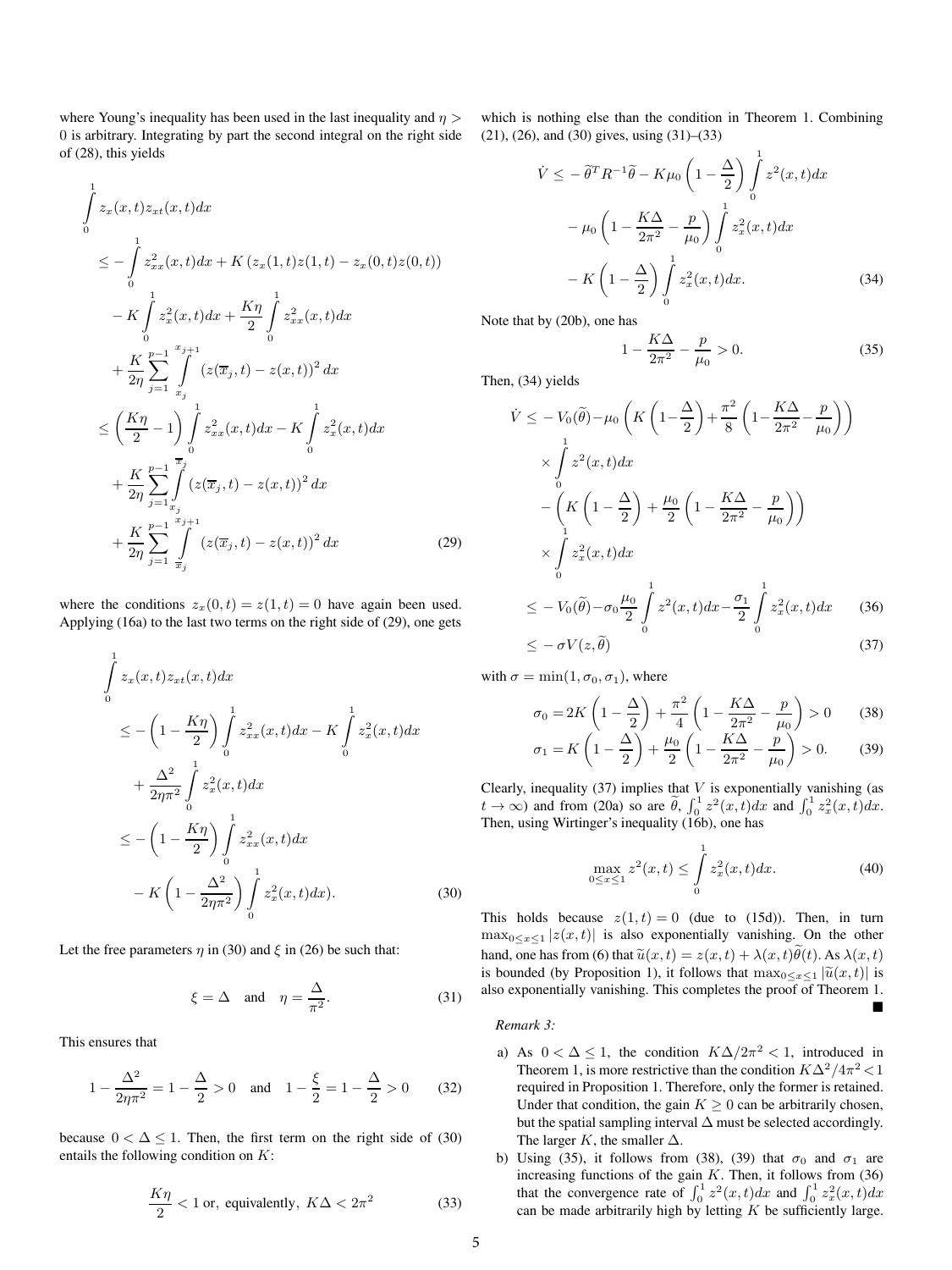where Young's inequality has been used in the last inequality and $\eta > 0$ is arbitrary. Integrating by part the second integral on the right side of (28), this yields

$$
\begin{aligned}
&\int_0^1 z_x(x,t)z_{xt}(x,t)dx \\
&\leq -\int_0^1 z_{xx}^2(x,t)dx + K\left(z_x(1,t)z(1,t) - z_x(0,t)z(0,t)\right) \\
&\quad - K\int_0^1 z_x^2(x,t)dx + \frac{K\eta}{2}\int_0^1 z_{xx}^2(x,t)dx \\
&\quad + \frac{K}{2\eta}\sum_{j=1}^{p-1}\int_{x_j}^{x_{j+1}} \left(z(\overline{x}_j,t) - z(x,t)\right)^2 dx \\
&\leq \left(\frac{K\eta}{2} - 1\right)\int_0^1 z_{xx}^2(x,t)dx - K\int_0^1 z_x^2(x,t)dx \\
&\quad + \frac{K}{2\eta}\sum_{j=1}^{p-1}\int_{x_j}^{\overline{x}_j} \left(z(\overline{x}_j,t) - z(x,t)\right)^2 dx \\
&\quad + \frac{K}{2\eta}\sum_{j=1}^{p-1}\int_{\overline{x}_j}^{x_{j+1}} \left(z(\overline{x}_j,t) - z(x,t)\right)^2 dx
\end{aligned} \tag{29}
$$

where the conditions $z_x(0,t) = z(1,t) = 0$ have again been used. Applying (16a) to the last two terms on the right side of (29), one gets

$$
\begin{aligned}
&\int_0^1 z_x(x,t)z_{xt}(x,t)dx \\
&\leq -\left(1 - \frac{K\eta}{2}\right)\int_0^1 z_{xx}^2(x,t)dx - K\int_0^1 z_x^2(x,t)dx \\
&\quad + \frac{\Delta^2}{2\eta\pi^2}\int_0^1 z_x^2(x,t)dx \\
&\leq -\left(1 - \frac{K\eta}{2}\right)\int_0^1 z_{xx}^2(x,t)dx \\
&\quad - K\left(1 - \frac{\Delta^2}{2\eta\pi^2}\right)\int_0^1 z_x^2(x,t)dx).
\end{aligned} \tag{30}
$$

Let the free parameters $\eta$ in (30) and $\xi$ in (26) be such that:

$$
\xi = \Delta \quad \text{and} \quad \eta = \frac{\Delta}{\pi^2}. \tag{31}
$$

This ensures that

$$
1 - \frac{\Delta^2}{2\eta\pi^2} = 1 - \frac{\Delta}{2} > 0 \quad \text{and} \quad 1 - \frac{\xi}{2} = 1 - \frac{\Delta}{2} > 0 \tag{32}
$$

because $0 < \Delta \leq 1$. Then, the first term on the right side of (30) entails the following condition on $K$:

$$
\frac{K\eta}{2} < 1 \text{ or, equivalently, } K\Delta < 2\pi^2 \tag{33}
$$

which is nothing else than the condition in Theorem 1. Combining (21), (26), and (30) gives, using (31)–(33)

$$
\begin{aligned}
\dot{V} \leq &-\widetilde{\theta}^T R^{-1}\widetilde{\theta} - K\mu_0\left(1 - \frac{\Delta}{2}\right)\int_0^1 z^2(x,t)dx \\
&- \mu_0\left(1 - \frac{K\Delta}{2\pi^2} - \frac{p}{\mu_0}\right)\int_0^1 z_x^2(x,t)dx \\
&- K\left(1 - \frac{\Delta}{2}\right)\int_0^1 z_x^2(x,t)dx.
\end{aligned} \tag{34}
$$

Note that by (20b), one has

$$
1 - \frac{K\Delta}{2\pi^2} - \frac{p}{\mu_0} > 0. \tag{35}
$$

Then, (34) yields

$$
\begin{aligned}
\dot{V} \leq &-V_0(\widetilde{\theta}) - \mu_0\left(K\left(1 - \frac{\Delta}{2}\right) + \frac{\pi^2}{8}\left(1 - \frac{K\Delta}{2\pi^2} - \frac{p}{\mu_0}\right)\right) \\
&\times \int_0^1 z^2(x,t)dx \\
&- \left(K\left(1 - \frac{\Delta}{2}\right) + \frac{\mu_0}{2}\left(1 - \frac{K\Delta}{2\pi^2} - \frac{p}{\mu_0}\right)\right) \\
&\times \int_0^1 z_x^2(x,t)dx \\
\leq &-V_0(\widetilde{\theta}) - \sigma_0\frac{\mu_0}{2}\int_0^1 z^2(x,t)dx - \frac{\sigma_1}{2}\int_0^1 z_x^2(x,t)dx
\end{aligned} \tag{36}
$$

$$
\leq -\sigma V(z,\widetilde{\theta}) \tag{37}
$$

with $\sigma = \min(1, \sigma_0, \sigma_1)$, where

$$
\sigma_0 = 2K\left(1 - \frac{\Delta}{2}\right) + \frac{\pi^2}{4}\left(1 - \frac{K\Delta}{2\pi^2} - \frac{p}{\mu_0}\right) > 0 \tag{38}
$$

$$
\sigma_1 = K\left(1 - \frac{\Delta}{2}\right) + \frac{\mu_0}{2}\left(1 - \frac{K\Delta}{2\pi^2} - \frac{p}{\mu_0}\right) > 0. \tag{39}
$$

Clearly, inequality (37) implies that $V$ is exponentially vanishing (as $t \to \infty$) and from (20a) so are $\widetilde{\theta}$, $\int_0^1 z^2(x,t)dx$ and $\int_0^1 z_x^2(x,t)dx$. Then, using Wirtinger's inequality (16b), one has

$$
\max_{0\leq x\leq 1} z^2(x,t) \leq \int_0^1 z_x^2(x,t)dx. \tag{40}
$$

This holds because $z(1,t) = 0$ (due to (15d)). Then, in turn $\max_{0\leq x\leq 1}|z(x,t)|$ is also exponentially vanishing. On the other hand, one has from (6) that $\widetilde{u}(x,t) = z(x,t) + \lambda(x,t)\widetilde{\theta}(t)$. As $\lambda(x,t)$ is bounded (by Proposition 1), it follows that $\max_{0\leq x\leq 1}|\widetilde{u}(x,t)|$ is also exponentially vanishing. This completes the proof of Theorem 1. ∎

*Remark 3:*

a) As $0 < \Delta \leq 1$, the condition $K\Delta/2\pi^2 < 1$, introduced in Theorem 1, is more restrictive than the condition $K\Delta^2/4\pi^2 < 1$ required in Proposition 1. Therefore, only the former is retained. Under that condition, the gain $K \geq 0$ can be arbitrarily chosen, but the spatial sampling interval $\Delta$ must be selected accordingly. The larger $K$, the smaller $\Delta$.

b) Using (35), it follows from (38), (39) that $\sigma_0$ and $\sigma_1$ are increasing functions of the gain $K$. Then, it follows from (36) that the convergence rate of $\int_0^1 z^2(x,t)dx$ and $\int_0^1 z_x^2(x,t)dx$ can be made arbitrarily high by letting $K$ be sufficiently large.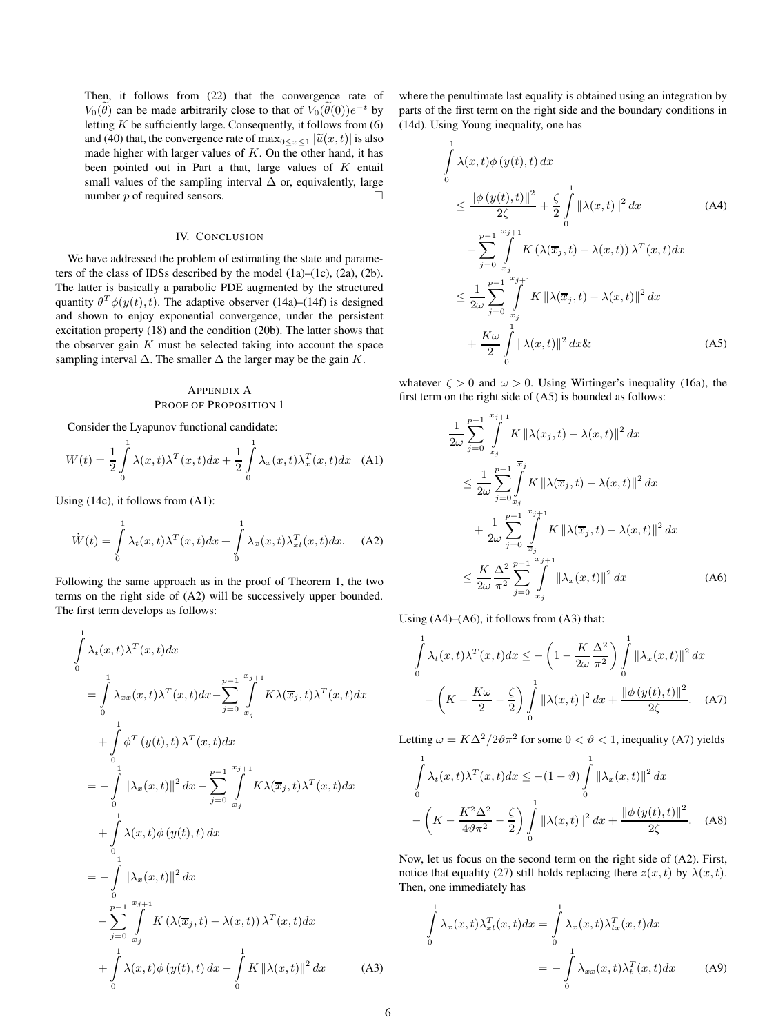Then, it follows from (22) that the convergence rate of $V_0(\widetilde{\theta})$ can be made arbitrarily close to that of $V_0(\widetilde{\theta}(0))e^{-t}$ by letting $K$ be sufficiently large. Consequently, it follows from (6) and (40) that, the convergence rate of $\max_{0\leq x\leq 1}|\widetilde{u}(x,t)|$ is also made higher with larger values of $K$. On the other hand, it has been pointed out in Part a that, large values of $K$ entail small values of the sampling interval $\Delta$ or, equivalently, large number $p$ of required sensors. □

## IV. Conclusion

We have addressed the problem of estimating the state and parameters of the class of IDSs described by the model (1a)–(1c), (2a), (2b). The latter is basically a parabolic PDE augmented by the structured quantity $\theta^T\phi(y(t),t)$. The adaptive observer (14a)–(14f) is designed and shown to enjoy exponential convergence, under the persistent excitation property (18) and the condition (20b). The latter shows that the observer gain $K$ must be selected taking into account the space sampling interval $\Delta$. The smaller $\Delta$ the larger may be the gain $K$.

## Appendix A
## Proof of Proposition 1

Consider the Lyapunov functional candidate:

$$W(t)=\frac{1}{2}\int_0^1\lambda(x,t)\lambda^T(x,t)dx+\frac{1}{2}\int_0^1\lambda_x(x,t)\lambda_x^T(x,t)dx \quad \text{(A1)}$$

Using (14c), it follows from (A1):

$$\dot{W}(t)=\int_0^1\lambda_t(x,t)\lambda^T(x,t)dx+\int_0^1\lambda_x(x,t)\lambda_{xt}^T(x,t)dx. \quad \text{(A2)}$$

Following the same approach as in the proof of Theorem 1, the two terms on the right side of (A2) will be successively upper bounded. The first term develops as follows:

$$\begin{aligned}
&\int_0^1\lambda_t(x,t)\lambda^T(x,t)dx\\
&=\int_0^1\lambda_{xx}(x,t)\lambda^T(x,t)dx-\sum_{j=0}^{p-1}\int_{x_j}^{x_{j+1}}K\lambda(\overline{x}_j,t)\lambda^T(x,t)dx\\
&\quad+\int_0^1\phi^T(y(t),t)\lambda^T(x,t)dx\\
&=-\int_0^1\|\lambda_x(x,t)\|^2dx-\sum_{j=0}^{p-1}\int_{x_j}^{x_{j+1}}K\lambda(\overline{x}_j,t)\lambda^T(x,t)dx\\
&\quad+\int_0^1\lambda(x,t)\phi(y(t),t)\,dx\\
&=-\int_0^1\|\lambda_x(x,t)\|^2dx\\
&\quad-\sum_{j=0}^{p-1}\int_{x_j}^{x_{j+1}}K\left(\lambda(\overline{x}_j,t)-\lambda(x,t)\right)\lambda^T(x,t)dx\\
&\quad+\int_0^1\lambda(x,t)\phi(y(t),t)\,dx-\int_0^1K\|\lambda(x,t)\|^2dx
\end{aligned} \quad \text{(A3)}$$

where the penultimate last equality is obtained using an integration by parts of the first term on the right side and the boundary conditions in (14d). Using Young inequality, one has

$$\begin{aligned}
&\int_0^1\lambda(x,t)\phi(y(t),t)\,dx\\
&\leq\frac{\|\phi(y(t),t)\|^2}{2\zeta}+\frac{\zeta}{2}\int_0^1\|\lambda(x,t)\|^2dx
\end{aligned} \quad \text{(A4)}$$

$$\begin{aligned}
&-\sum_{j=0}^{p-1}\int_{x_j}^{x_{j+1}}K\left(\lambda(\overline{x}_j,t)-\lambda(x,t)\right)\lambda^T(x,t)dx\\
&\leq\frac{1}{2\omega}\sum_{j=0}^{p-1}\int_{x_j}^{x_{j+1}}K\|\lambda(\overline{x}_j,t)-\lambda(x,t)\|^2dx\\
&\quad+\frac{K\omega}{2}\int_0^1\|\lambda(x,t)\|^2dx\&
\end{aligned} \quad \text{(A5)}$$

whatever $\zeta>0$ and $\omega>0$. Using Wirtinger's inequality (16a), the first term on the right side of (A5) is bounded as follows:

$$\begin{aligned}
&\frac{1}{2\omega}\sum_{j=0}^{p-1}\int_{x_j}^{x_{j+1}}K\|\lambda(\overline{x}_j,t)-\lambda(x,t)\|^2dx\\
&\leq\frac{1}{2\omega}\sum_{j=0}^{p-1}\int_{x_j}^{\overline{x}_j}K\|\lambda(\overline{x}_j,t)-\lambda(x,t)\|^2dx\\
&\quad+\frac{1}{2\omega}\sum_{j=0}^{p-1}\int_{\overline{x}_j}^{x_{j+1}}K\|\lambda(\overline{x}_j,t)-\lambda(x,t)\|^2dx\\
&\leq\frac{K}{2\omega}\frac{\Delta^2}{\pi^2}\sum_{j=0}^{p-1}\int_{x_j}^{x_{j+1}}\|\lambda_x(x,t)\|^2dx
\end{aligned} \quad \text{(A6)}$$

Using (A4)–(A6), it follows from (A3) that:

$$\begin{aligned}
\int_0^1\lambda_t(x,t)\lambda^T(x,t)dx&\leq-\left(1-\frac{K}{2\omega}\frac{\Delta^2}{\pi^2}\right)\int_0^1\|\lambda_x(x,t)\|^2dx\\
&-\left(K-\frac{K\omega}{2}-\frac{\zeta}{2}\right)\int_0^1\|\lambda(x,t)\|^2dx+\frac{\|\phi(y(t),t)\|^2}{2\zeta}.
\end{aligned} \quad \text{(A7)}$$

Letting $\omega=K\Delta^2/2\vartheta\pi^2$ for some $0<\vartheta<1$, inequality (A7) yields

$$\begin{aligned}
\int_0^1\lambda_t(x,t)\lambda^T(x,t)dx&\leq-(1-\vartheta)\int_0^1\|\lambda_x(x,t)\|^2dx\\
&-\left(K-\frac{K^2\Delta^2}{4\vartheta\pi^2}-\frac{\zeta}{2}\right)\int_0^1\|\lambda(x,t)\|^2dx+\frac{\|\phi(y(t),t)\|^2}{2\zeta}.
\end{aligned} \quad \text{(A8)}$$

Now, let us focus on the second term on the right side of (A2). First, notice that equality (27) still holds replacing there $z(x,t)$ by $\lambda(x,t)$. Then, one immediately has

$$\begin{aligned}
\int_0^1\lambda_x(x,t)\lambda_{xt}^T(x,t)dx&=\int_0^1\lambda_x(x,t)\lambda_{tx}^T(x,t)dx\\
&=-\int_0^1\lambda_{xx}(x,t)\lambda_t^T(x,t)dx
\end{aligned} \quad \text{(A9)}$$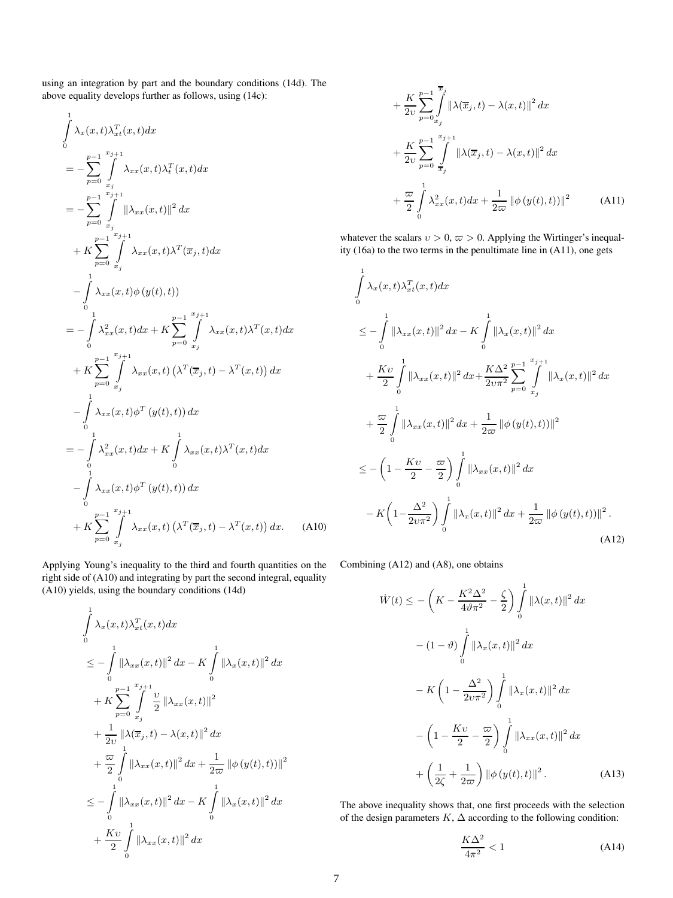using an integration by part and the boundary conditions (14d). The above equality develops further as follows, using (14c):

$$
\begin{aligned}
&\int_0^1 \lambda_x(x,t)\lambda_{xt}^T(x,t)dx \\
&= -\sum_{p=0}^{p-1}\int_{x_j}^{x_{j+1}} \lambda_{xx}(x,t)\lambda_t^T(x,t)dx \\
&= -\sum_{p=0}^{p-1}\int_{x_j}^{x_{j+1}} \|\lambda_{xx}(x,t)\|^2 dx \\
&\quad + K\sum_{p=0}^{p-1}\int_{x_j}^{x_{j+1}} \lambda_{xx}(x,t)\lambda^T(\overline{x}_j,t)dx \\
&\quad - \int_0^1 \lambda_{xx}(x,t)\phi\left(y(t),t\right)) \\
&= -\int_0^1 \lambda_{xx}^2(x,t)dx + K\sum_{p=0}^{p-1}\int_{x_j}^{x_{j+1}} \lambda_{xx}(x,t)\lambda^T(x,t)dx \\
&\quad + K\sum_{p=0}^{p-1}\int_{x_j}^{x_{j+1}} \lambda_{xx}(x,t)\left(\lambda^T(\overline{x}_j,t)-\lambda^T(x,t)\right)dx \\
&\quad - \int_0^1 \lambda_{xx}(x,t)\phi^T\left(y(t),t)\right)dx \\
&= -\int_0^1 \lambda_{xx}^2(x,t)dx + K\int_0^1 \lambda_{xx}(x,t)\lambda^T(x,t)dx \\
&\quad - \int_0^1 \lambda_{xx}(x,t)\phi^T\left(y(t),t)\right)dx \\
&\quad + K\sum_{p=0}^{p-1}\int_{x_j}^{x_{j+1}} \lambda_{xx}(x,t)\left(\lambda^T(\overline{x}_j,t)-\lambda^T(x,t)\right)dx. \qquad \text{(A10)}
\end{aligned}
$$

Applying Young's inequality to the third and fourth quantities on the right side of (A10) and integrating by part the second integral, equality (A10) yields, using the boundary conditions (14d)

$$
\begin{aligned}
&\int_0^1 \lambda_x(x,t)\lambda_{xt}^T(x,t)dx \\
&\leq -\int_0^1 \|\lambda_{xx}(x,t)\|^2 dx - K\int_0^1 \|\lambda_x(x,t)\|^2 dx \\
&\quad + K\sum_{p=0}^{p-1}\int_{x_j}^{x_{j+1}} \frac{\upsilon}{2}\|\lambda_{xx}(x,t)\|^2 \\
&\quad + \frac{1}{2\upsilon}\|\lambda(\overline{x}_j,t)-\lambda(x,t)\|^2 dx \\
&\quad + \frac{\varpi}{2}\int_0^1 \|\lambda_{xx}(x,t)\|^2 dx + \frac{1}{2\varpi}\|\phi\left(y(t),t)\right)\|^2 \\
&\leq -\int_0^1 \|\lambda_{xx}(x,t)\|^2 dx - K\int_0^1 \|\lambda_x(x,t)\|^2 dx \\
&\quad + \frac{K\upsilon}{2}\int_0^1 \|\lambda_{xx}(x,t)\|^2 dx \\
&\quad + \frac{K}{2\upsilon}\sum_{p=0}^{p-1}\int_{x_j}^{\overline{x}_j} \|\lambda(\overline{x}_j,t)-\lambda(x,t)\|^2 dx \\
&\quad + \frac{K}{2\upsilon}\sum_{p=0}^{p-1}\int_{\overline{x}_j}^{x_{j+1}} \|\lambda(\overline{x}_j,t)-\lambda(x,t)\|^2 dx \\
&\quad + \frac{\varpi}{2}\int_0^1 \lambda_{xx}^2(x,t)dx + \frac{1}{2\varpi}\|\phi\left(y(t),t)\right)\|^2 \qquad \text{(A11)}
\end{aligned}
$$

whatever the scalars $\upsilon > 0$, $\varpi > 0$. Applying the Wirtinger's inequality (16a) to the two terms in the penultimate line in (A11), one gets

$$
\begin{aligned}
&\int_0^1 \lambda_x(x,t)\lambda_{xt}^T(x,t)dx \\
&\leq -\int_0^1 \|\lambda_{xx}(x,t)\|^2 dx - K\int_0^1 \|\lambda_x(x,t)\|^2 dx \\
&\quad + \frac{K\upsilon}{2}\int_0^1 \|\lambda_{xx}(x,t)\|^2 dx + \frac{K\Delta^2}{2\upsilon\pi^2}\sum_{p=0}^{p-1}\int_{x_j}^{x_{j+1}} \|\lambda_x(x,t)\|^2 dx \\
&\quad + \frac{\varpi}{2}\int_0^1 \|\lambda_{xx}(x,t)\|^2 dx + \frac{1}{2\varpi}\|\phi\left(y(t),t)\right)\|^2 \\
&\leq -\left(1-\frac{K\upsilon}{2}-\frac{\varpi}{2}\right)\int_0^1 \|\lambda_{xx}(x,t)\|^2 dx \\
&\quad - K\left(1-\frac{\Delta^2}{2\upsilon\pi^2}\right)\int_0^1 \|\lambda_x(x,t)\|^2 dx + \frac{1}{2\varpi}\|\phi\left(y(t),t)\right)\|^2. \qquad \text{(A12)}
\end{aligned}
$$

Combining (A12) and (A8), one obtains

$$
\begin{aligned}
\dot{W}(t) &\leq -\left(K-\frac{K^2\Delta^2}{4\vartheta\pi^2}-\frac{\zeta}{2}\right)\int_0^1 \|\lambda(x,t)\|^2 dx \\
&\quad - (1-\vartheta)\int_0^1 \|\lambda_x(x,t)\|^2 dx \\
&\quad - K\left(1-\frac{\Delta^2}{2\upsilon\pi^2}\right)\int_0^1 \|\lambda_x(x,t)\|^2 dx \\
&\quad - \left(1-\frac{K\upsilon}{2}-\frac{\varpi}{2}\right)\int_0^1 \|\lambda_{xx}(x,t)\|^2 dx \\
&\quad + \left(\frac{1}{2\zeta}+\frac{1}{2\varpi}\right)\|\phi\left(y(t),t\right)\|^2. \qquad \text{(A13)}
\end{aligned}
$$

The above inequality shows that, one first proceeds with the selection of the design parameters $K$, $\Delta$ according to the following condition:

$$
\frac{K\Delta^2}{4\pi^2} < 1 \qquad \text{(A14)}
$$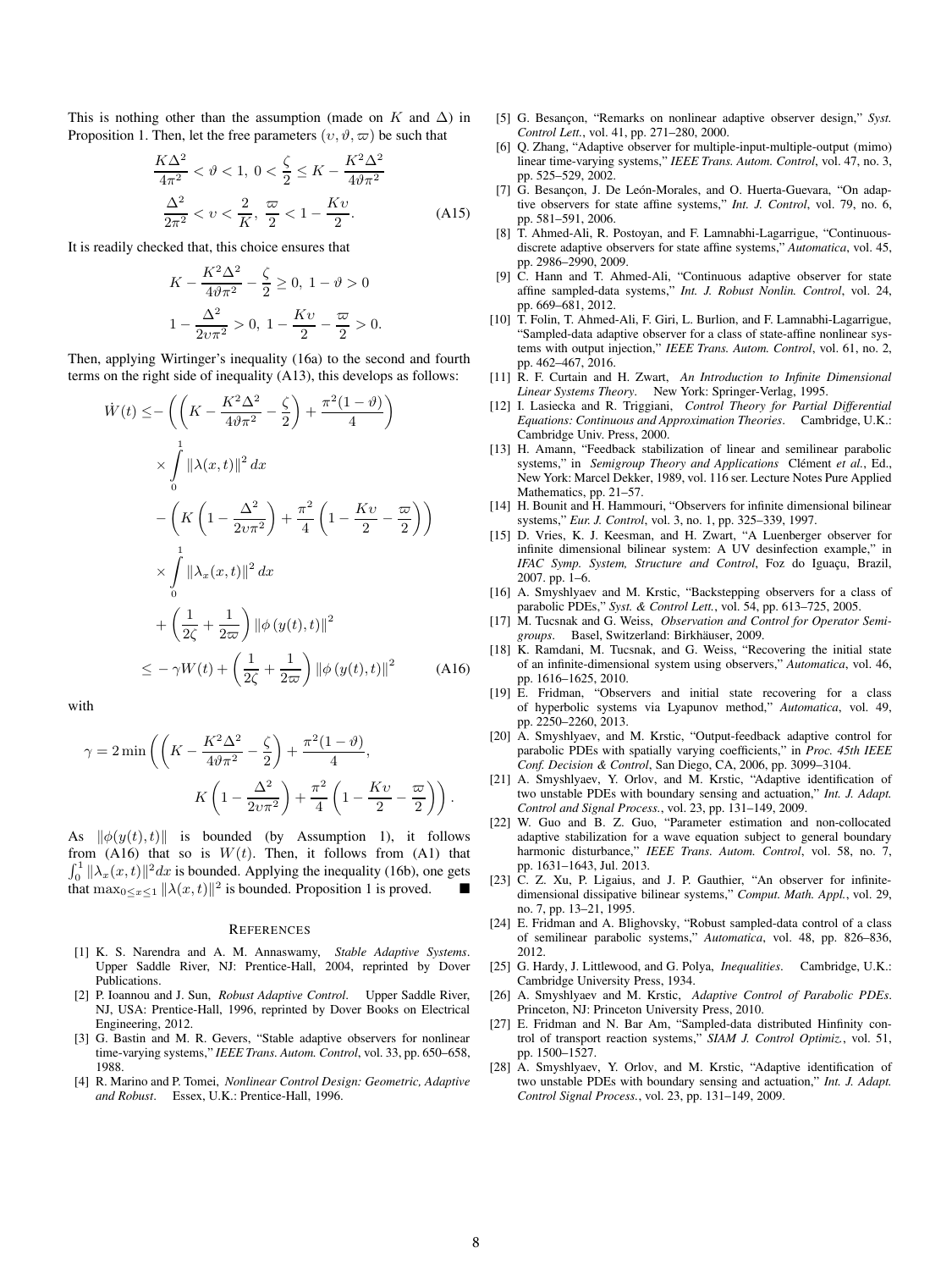This is nothing other than the assumption (made on $K$ and $\Delta$) in Proposition 1. Then, let the free parameters $(\upsilon, \vartheta, \varpi)$ be such that

$$\frac{K\Delta^2}{4\pi^2} < \vartheta < 1,\ 0 < \frac{\zeta}{2} \leq K - \frac{K^2\Delta^2}{4\vartheta\pi^2}$$
$$\frac{\Delta^2}{2\pi^2} < \upsilon < \frac{2}{K},\ \frac{\varpi}{2} < 1 - \frac{K\upsilon}{2}. \tag{A15}$$

It is readily checked that, this choice ensures that

$$K - \frac{K^2\Delta^2}{4\vartheta\pi^2} - \frac{\zeta}{2} \geq 0,\ 1 - \vartheta > 0$$
$$1 - \frac{\Delta^2}{2\upsilon\pi^2} > 0,\ 1 - \frac{K\upsilon}{2} - \frac{\varpi}{2} > 0.$$

Then, applying Wirtinger's inequality (16a) to the second and fourth terms on the right side of inequality (A13), this develops as follows:

$$\begin{aligned}
\dot{W}(t) \leq & -\left(\left(K - \frac{K^2\Delta^2}{4\vartheta\pi^2} - \frac{\zeta}{2}\right) + \frac{\pi^2(1-\vartheta)}{4}\right) \\
& \times \int_0^1 \|\lambda(x,t)\|^2 \, dx \\
& - \left(K\left(1 - \frac{\Delta^2}{2\upsilon\pi^2}\right) + \frac{\pi^2}{4}\left(1 - \frac{K\upsilon}{2} - \frac{\varpi}{2}\right)\right) \\
& \times \int_0^1 \|\lambda_x(x,t)\|^2 \, dx \\
& + \left(\frac{1}{2\zeta} + \frac{1}{2\varpi}\right) \|\phi\left(y(t),t\right)\|^2 \\
\leq & -\gamma W(t) + \left(\frac{1}{2\zeta} + \frac{1}{2\varpi}\right) \|\phi\left(y(t),t\right)\|^2
\end{aligned} \tag{A16}$$

with

$$\gamma = 2\min\left(\left(K - \frac{K^2\Delta^2}{4\vartheta\pi^2} - \frac{\zeta}{2}\right) + \frac{\pi^2(1-\vartheta)}{4},\right.$$
$$\left. K\left(1 - \frac{\Delta^2}{2\upsilon\pi^2}\right) + \frac{\pi^2}{4}\left(1 - \frac{K\upsilon}{2} - \frac{\varpi}{2}\right)\right).$$

As $\|\phi(y(t),t)\|$ is bounded (by Assumption 1), it follows from (A16) that so is $W(t)$. Then, it follows from (A1) that $\int_0^1 \|\lambda_x(x,t)\|^2 dx$ is bounded. Applying the inequality (16b), one gets that $\max_{0\leq x\leq 1} \|\lambda(x,t)\|^2$ is bounded. Proposition 1 is proved. ∎

## References

[1] K. S. Narendra and A. M. Annaswamy, *Stable Adaptive Systems*. Upper Saddle River, NJ: Prentice-Hall, 2004, reprinted by Dover Publications.

[2] P. Ioannou and J. Sun, *Robust Adaptive Control*. Upper Saddle River, NJ, USA: Prentice-Hall, 1996, reprinted by Dover Books on Electrical Engineering, 2012.

[3] G. Bastin and M. R. Gevers, "Stable adaptive observers for nonlinear time-varying systems," *IEEE Trans. Autom. Control*, vol. 33, pp. 650–658, 1988.

[4] R. Marino and P. Tomei, *Nonlinear Control Design: Geometric, Adaptive and Robust*. Essex, U.K.: Prentice-Hall, 1996.

[5] G. Besançon, "Remarks on nonlinear adaptive observer design," *Syst. Control Lett.*, vol. 41, pp. 271–280, 2000.

[6] Q. Zhang, "Adaptive observer for multiple-input-multiple-output (mimo) linear time-varying systems," *IEEE Trans. Autom. Control*, vol. 47, no. 3, pp. 525–529, 2002.

[7] G. Besançon, J. De León-Morales, and O. Huerta-Guevara, "On adaptive observers for state affine systems," *Int. J. Control*, vol. 79, no. 6, pp. 581–591, 2006.

[8] T. Ahmed-Ali, R. Postoyan, and F. Lamnabhi-Lagarrigue, "Continuous-discrete adaptive observers for state affine systems," *Automatica*, vol. 45, pp. 2986–2990, 2009.

[9] C. Hann and T. Ahmed-Ali, "Continuous adaptive observer for state affine sampled-data systems," *Int. J. Robust Nonlin. Control*, vol. 24, pp. 669–681, 2012.

[10] T. Folin, T. Ahmed-Ali, F. Giri, L. Burlion, and F. Lamnabhi-Lagarrigue, "Sampled-data adaptive observer for a class of state-affine nonlinear systems with output injection," *IEEE Trans. Autom. Control*, vol. 61, no. 2, pp. 462–467, 2016.

[11] R. F. Curtain and H. Zwart, *An Introduction to Infinite Dimensional Linear Systems Theory*. New York: Springer-Verlag, 1995.

[12] I. Lasiecka and R. Triggiani, *Control Theory for Partial Differential Equations: Continuous and Approximation Theories*. Cambridge, U.K.: Cambridge Univ. Press, 2000.

[13] H. Amann, "Feedback stabilization of linear and semilinear parabolic systems," in *Semigroup Theory and Applications* Clément *et al.*, Ed., New York: Marcel Dekker, 1989, vol. 116 ser. Lecture Notes Pure Applied Mathematics, pp. 21–57.

[14] H. Bounit and H. Hammouri, "Observers for infinite dimensional bilinear systems," *Eur. J. Control*, vol. 3, no. 1, pp. 325–339, 1997.

[15] D. Vries, K. J. Keesman, and H. Zwart, "A Luenberger observer for infinite dimensional bilinear system: A UV desinfection example," in *IFAC Symp. System, Structure and Control*, Foz do Iguaçu, Brazil, 2007. pp. 1–6.

[16] A. Smyshlyaev and M. Krstic, "Backstepping observers for a class of parabolic PDEs," *Syst. & Control Lett.*, vol. 54, pp. 613–725, 2005.

[17] M. Tucsnak and G. Weiss, *Observation and Control for Operator Semigroups*. Basel, Switzerland: Birkhäuser, 2009.

[18] K. Ramdani, M. Tucsnak, and G. Weiss, "Recovering the initial state of an infinite-dimensional system using observers," *Automatica*, vol. 46, pp. 1616–1625, 2010.

[19] E. Fridman, "Observers and initial state recovering for a class of hyperbolic systems via Lyapunov method," *Automatica*, vol. 49, pp. 2250–2260, 2013.

[20] A. Smyshlyaev, and M. Krstic, "Output-feedback adaptive control for parabolic PDEs with spatially varying coefficients," in *Proc. 45th IEEE Conf. Decision & Control*, San Diego, CA, 2006, pp. 3099–3104.

[21] A. Smyshlyaev, Y. Orlov, and M. Krstic, "Adaptive identification of two unstable PDEs with boundary sensing and actuation," *Int. J. Adapt. Control and Signal Process.*, vol. 23, pp. 131–149, 2009.

[22] W. Guo and B. Z. Guo, "Parameter estimation and non-collocated adaptive stabilization for a wave equation subject to general boundary harmonic disturbance," *IEEE Trans. Autom. Control*, vol. 58, no. 7, pp. 1631–1643, Jul. 2013.

[23] C. Z. Xu, P. Ligaius, and J. P. Gauthier, "An observer for infinite-dimensional dissipative bilinear systems," *Comput. Math. Appl.*, vol. 29, no. 7, pp. 13–21, 1995.

[24] E. Fridman and A. Blighovsky, "Robust sampled-data control of a class of semilinear parabolic systems," *Automatica*, vol. 48, pp. 826–836, 2012.

[25] G. Hardy, J. Littlewood, and G. Polya, *Inequalities*. Cambridge, U.K.: Cambridge University Press, 1934.

[26] A. Smyshlyaev and M. Krstic, *Adaptive Control of Parabolic PDEs*. Princeton, NJ: Princeton University Press, 2010.

[27] E. Fridman and N. Bar Am, "Sampled-data distributed Hinfinity control of transport reaction systems," *SIAM J. Control Optimiz.*, vol. 51, pp. 1500–1527.

[28] A. Smyshlyaev, Y. Orlov, and M. Krstic, "Adaptive identification of two unstable PDEs with boundary sensing and actuation," *Int. J. Adapt. Control Signal Process.*, vol. 23, pp. 131–149, 2009.